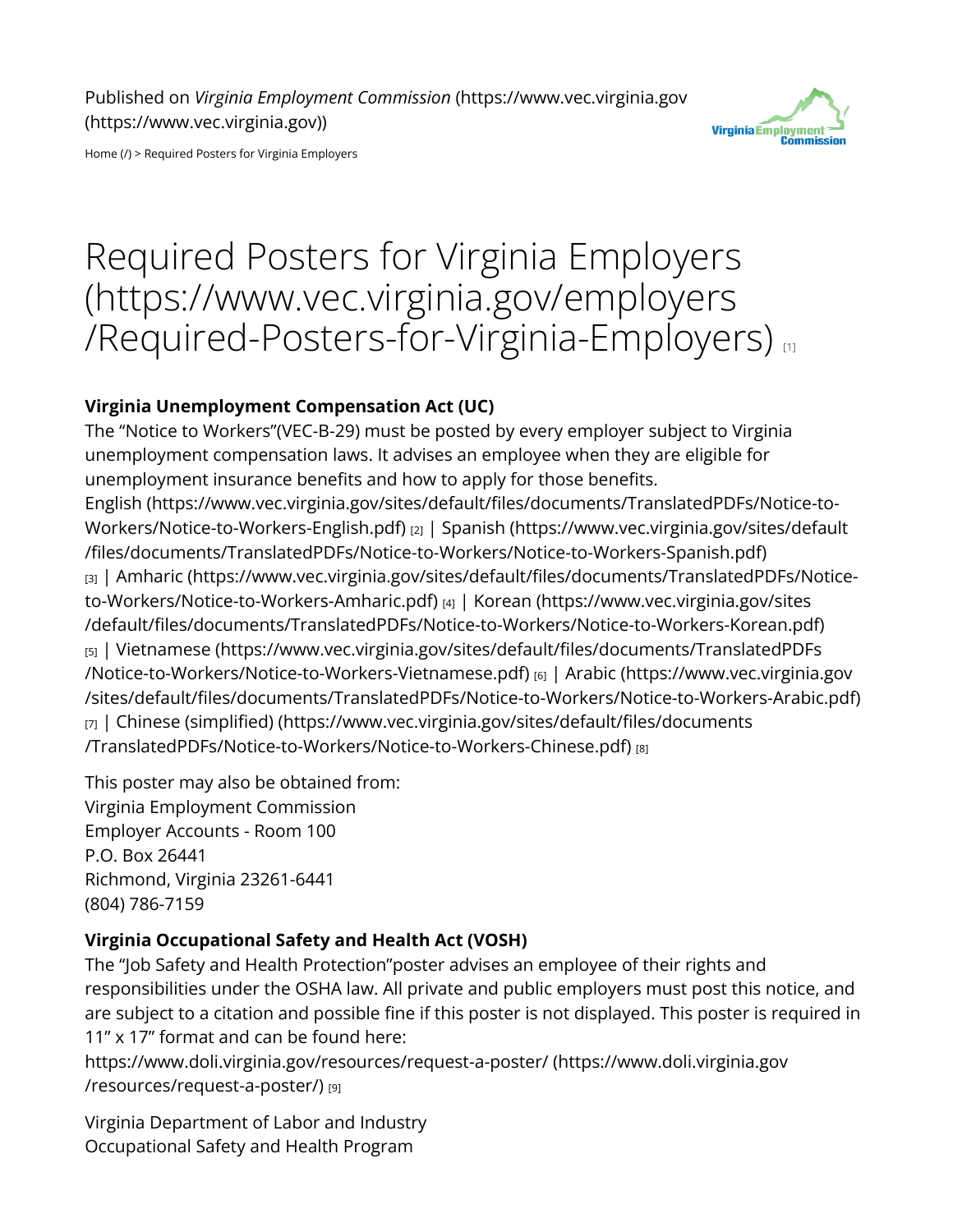Published on *Virginia Employment Commission* (https://www.vec.virginia.gov (https://www.vec.virginia.gov))

Home (/) > Required Posters for Virginia Employers

# Required Posters for Virginia Employers (https://www.vec.virginia.gov/employers/Required-Posters-for-Virginia-Employers) [1]

**Virginia Unemployment Compensation Act (UC)**

The "Notice to Workers"(VEC-B-29) must be posted by every employer subject to Virginia unemployment compensation laws. It advises an employee when they are eligible for unemployment insurance benefits and how to apply for those benefits.
English (https://www.vec.virginia.gov/sites/default/files/documents/TranslatedPDFs/Notice-to-Workers/Notice-to-Workers-English.pdf) [2] | Spanish (https://www.vec.virginia.gov/sites/default/files/documents/TranslatedPDFs/Notice-to-Workers/Notice-to-Workers-Spanish.pdf) [3] | Amharic (https://www.vec.virginia.gov/sites/default/files/documents/TranslatedPDFs/Notice-to-Workers/Notice-to-Workers-Amharic.pdf) [4] | Korean (https://www.vec.virginia.gov/sites/default/files/documents/TranslatedPDFs/Notice-to-Workers/Notice-to-Workers-Korean.pdf) [5] | Vietnamese (https://www.vec.virginia.gov/sites/default/files/documents/TranslatedPDFs/Notice-to-Workers/Notice-to-Workers-Vietnamese.pdf) [6] | Arabic (https://www.vec.virginia.gov/sites/default/files/documents/TranslatedPDFs/Notice-to-Workers/Notice-to-Workers-Arabic.pdf) [7] | Chinese (simplified) (https://www.vec.virginia.gov/sites/default/files/documents/TranslatedPDFs/Notice-to-Workers/Notice-to-Workers-Chinese.pdf) [8]

This poster may also be obtained from:
Virginia Employment Commission
Employer Accounts - Room 100
P.O. Box 26441
Richmond, Virginia 23261-6441
(804) 786-7159

**Virginia Occupational Safety and Health Act (VOSH)**

The "Job Safety and Health Protection"poster advises an employee of their rights and responsibilities under the OSHA law. All private and public employers must post this notice, and are subject to a citation and possible fine if this poster is not displayed. This poster is required in 11" x 17" format and can be found here:
https://www.doli.virginia.gov/resources/request-a-poster/ (https://www.doli.virginia.gov/resources/request-a-poster/) [9]

Virginia Department of Labor and Industry
Occupational Safety and Health Program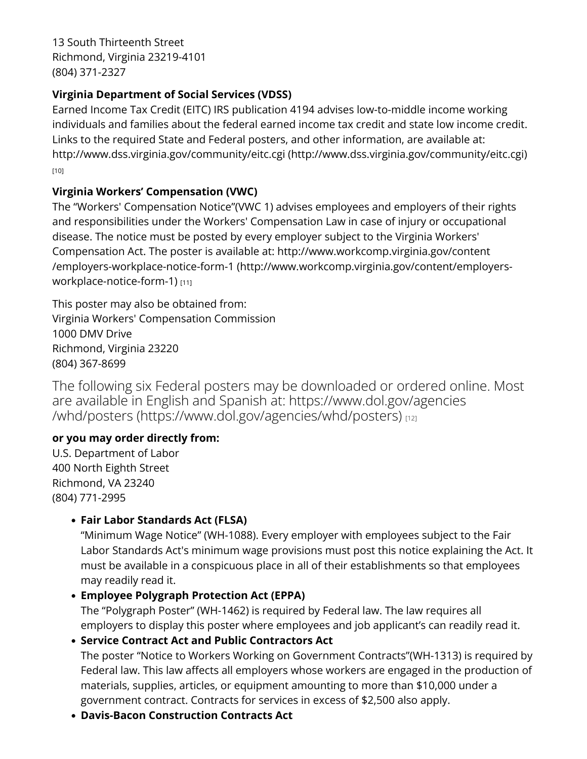13 South Thirteenth Street
Richmond, Virginia 23219-4101
(804) 371-2327

**Virginia Department of Social Services (VDSS)**
Earned Income Tax Credit (EITC) IRS publication 4194 advises low-to-middle income working individuals and families about the federal earned income tax credit and state low income credit. Links to the required State and Federal posters, and other information, are available at: http://www.dss.virginia.gov/community/eitc.cgi (http://www.dss.virginia.gov/community/eitc.cgi) [10]

**Virginia Workers' Compensation (VWC)**
The "Workers' Compensation Notice"(VWC 1) advises employees and employers of their rights and responsibilities under the Workers' Compensation Law in case of injury or occupational disease. The notice must be posted by every employer subject to the Virginia Workers' Compensation Act. The poster is available at: http://www.workcomp.virginia.gov/content/employers-workplace-notice-form-1 (http://www.workcomp.virginia.gov/content/employers-workplace-notice-form-1) [11]

This poster may also be obtained from:
Virginia Workers' Compensation Commission
1000 DMV Drive
Richmond, Virginia 23220
(804) 367-8699

### The following six Federal posters may be downloaded or ordered online. Most are available in English and Spanish at: https://www.dol.gov/agencies/whd/posters (https://www.dol.gov/agencies/whd/posters) [12]

**or you may order directly from:**
U.S. Department of Labor
400 North Eighth Street
Richmond, VA 23240
(804) 771-2995

- **Fair Labor Standards Act (FLSA)**
  "Minimum Wage Notice" (WH-1088). Every employer with employees subject to the Fair Labor Standards Act's minimum wage provisions must post this notice explaining the Act. It must be available in a conspicuous place in all of their establishments so that employees may readily read it.
- **Employee Polygraph Protection Act (EPPA)**
  The "Polygraph Poster" (WH-1462) is required by Federal law. The law requires all employers to display this poster where employees and job applicant's can readily read it.
- **Service Contract Act and Public Contractors Act**
  The poster "Notice to Workers Working on Government Contracts"(WH-1313) is required by Federal law. This law affects all employers whose workers are engaged in the production of materials, supplies, articles, or equipment amounting to more than $10,000 under a government contract. Contracts for services in excess of $2,500 also apply.
- **Davis-Bacon Construction Contracts Act**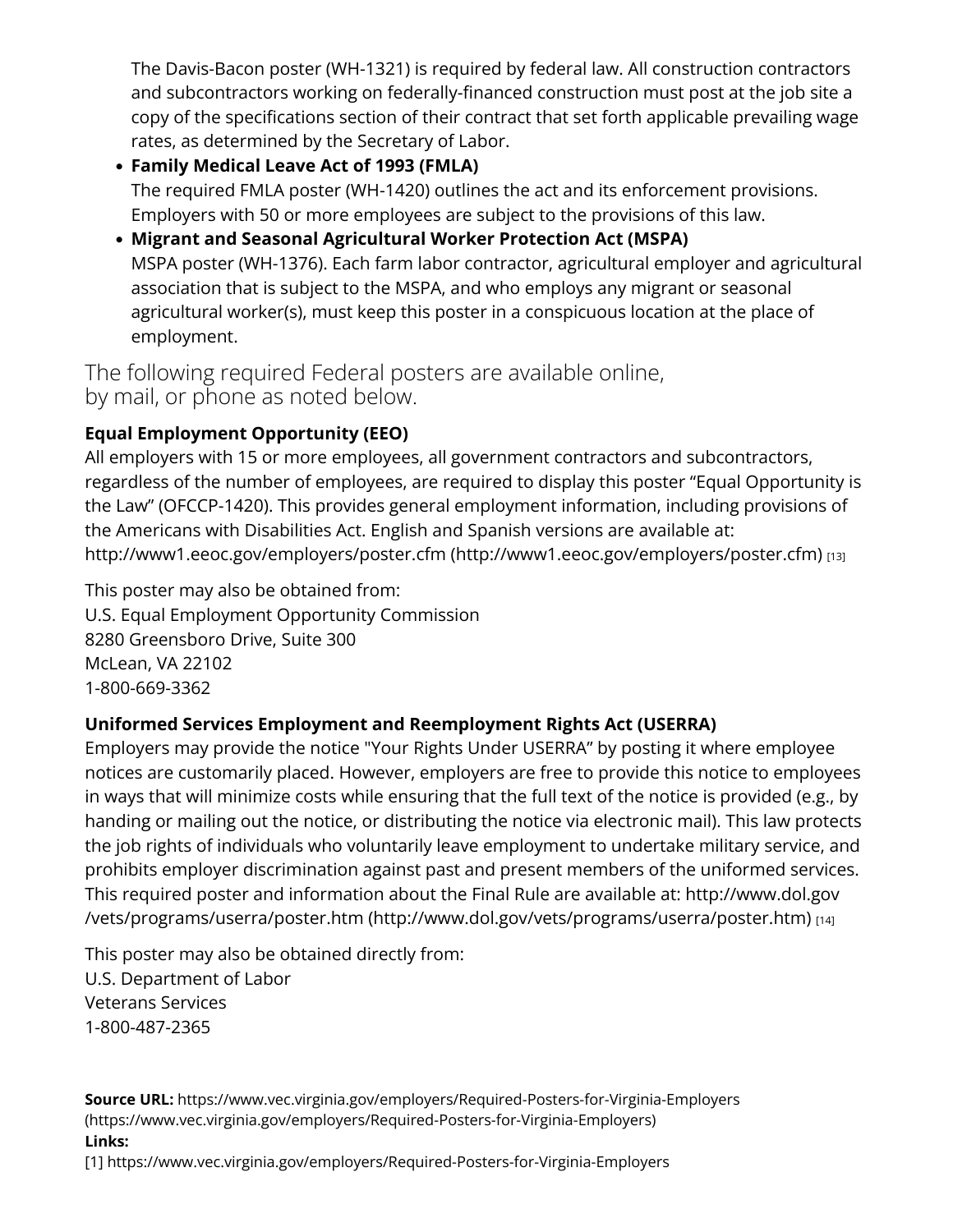The Davis-Bacon poster (WH-1321) is required by federal law. All construction contractors and subcontractors working on federally-financed construction must post at the job site a copy of the specifications section of their contract that set forth applicable prevailing wage rates, as determined by the Secretary of Labor.

- **Family Medical Leave Act of 1993 (FMLA)**
  The required FMLA poster (WH-1420) outlines the act and its enforcement provisions. Employers with 50 or more employees are subject to the provisions of this law.
- **Migrant and Seasonal Agricultural Worker Protection Act (MSPA)**
  MSPA poster (WH-1376). Each farm labor contractor, agricultural employer and agricultural association that is subject to the MSPA, and who employs any migrant or seasonal agricultural worker(s), must keep this poster in a conspicuous location at the place of employment.

## The following required Federal posters are available online, by mail, or phone as noted below.

**Equal Employment Opportunity (EEO)**
All employers with 15 or more employees, all government contractors and subcontractors, regardless of the number of employees, are required to display this poster "Equal Opportunity is the Law" (OFCCP-1420). This provides general employment information, including provisions of the Americans with Disabilities Act. English and Spanish versions are available at: http://www1.eeoc.gov/employers/poster.cfm (http://www1.eeoc.gov/employers/poster.cfm) [13]

This poster may also be obtained from:
U.S. Equal Employment Opportunity Commission
8280 Greensboro Drive, Suite 300
McLean, VA 22102
1-800-669-3362

**Uniformed Services Employment and Reemployment Rights Act (USERRA)**
Employers may provide the notice "Your Rights Under USERRA" by posting it where employee notices are customarily placed. However, employers are free to provide this notice to employees in ways that will minimize costs while ensuring that the full text of the notice is provided (e.g., by handing or mailing out the notice, or distributing the notice via electronic mail). This law protects the job rights of individuals who voluntarily leave employment to undertake military service, and prohibits employer discrimination against past and present members of the uniformed services. This required poster and information about the Final Rule are available at: http://www.dol.gov/vets/programs/userra/poster.htm (http://www.dol.gov/vets/programs/userra/poster.htm) [14]

This poster may also be obtained directly from:
U.S. Department of Labor
Veterans Services
1-800-487-2365

**Source URL:** https://www.vec.virginia.gov/employers/Required-Posters-for-Virginia-Employers (https://www.vec.virginia.gov/employers/Required-Posters-for-Virginia-Employers)
**Links:**
[1] https://www.vec.virginia.gov/employers/Required-Posters-for-Virginia-Employers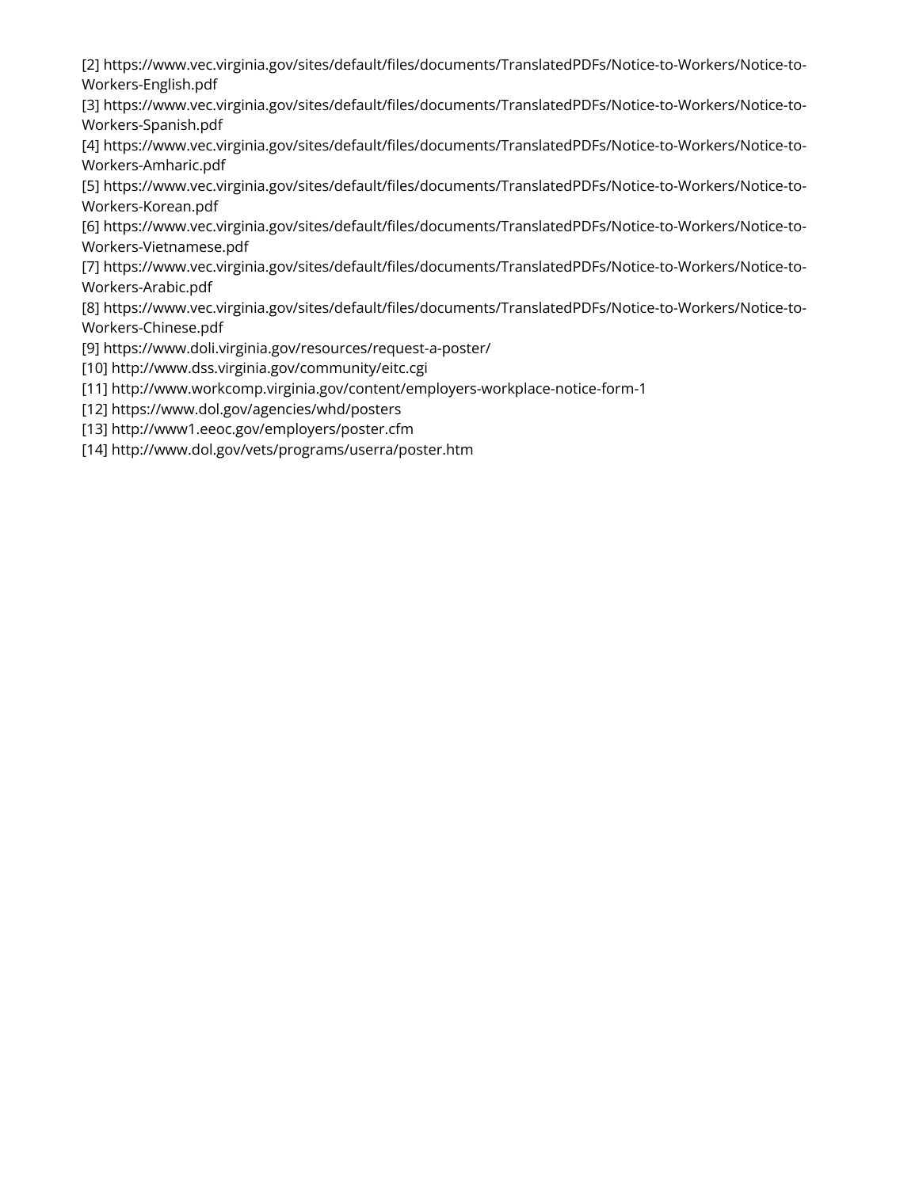[2] https://www.vec.virginia.gov/sites/default/files/documents/TranslatedPDFs/Notice-to-Workers/Notice-to-Workers-English.pdf

[3] https://www.vec.virginia.gov/sites/default/files/documents/TranslatedPDFs/Notice-to-Workers/Notice-to-Workers-Spanish.pdf

[4] https://www.vec.virginia.gov/sites/default/files/documents/TranslatedPDFs/Notice-to-Workers/Notice-to-Workers-Amharic.pdf

[5] https://www.vec.virginia.gov/sites/default/files/documents/TranslatedPDFs/Notice-to-Workers/Notice-to-Workers-Korean.pdf

[6] https://www.vec.virginia.gov/sites/default/files/documents/TranslatedPDFs/Notice-to-Workers/Notice-to-Workers-Vietnamese.pdf

[7] https://www.vec.virginia.gov/sites/default/files/documents/TranslatedPDFs/Notice-to-Workers/Notice-to-Workers-Arabic.pdf

[8] https://www.vec.virginia.gov/sites/default/files/documents/TranslatedPDFs/Notice-to-Workers/Notice-to-Workers-Chinese.pdf

[9] https://www.doli.virginia.gov/resources/request-a-poster/

[10] http://www.dss.virginia.gov/community/eitc.cgi

[11] http://www.workcomp.virginia.gov/content/employers-workplace-notice-form-1

[12] https://www.dol.gov/agencies/whd/posters

[13] http://www1.eeoc.gov/employers/poster.cfm

[14] http://www.dol.gov/vets/programs/userra/poster.htm